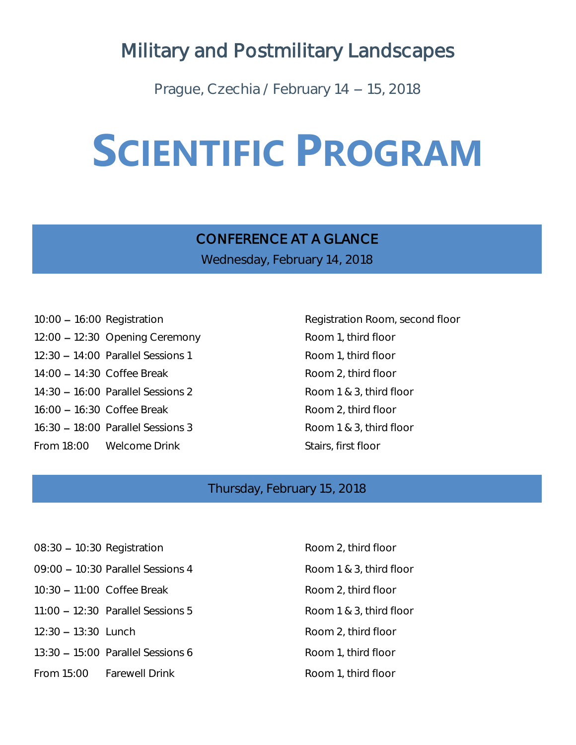## Military and Postmilitary Landscapes

Prague, Czechia / February 14 – 15, 2018

# SCIENTIFIC PROGRAM

## CONFERENCE AT A GLANCE

### Wednesday, February 14, 2018

| Time | Event | Location |
|---|---|---|
| 10:00 – 16:00 | Registration | Registration Room, second floor |
| 12:00 – 12:30 | Opening Ceremony | Room 1, third floor |
| 12:30 – 14:00 | Parallel Sessions 1 | Room 1, third floor |
| 14:00 – 14:30 | Coffee Break | Room 2, third floor |
| 14:30 – 16:00 | Parallel Sessions 2 | Room 1 & 3, third floor |
| 16:00 – 16:30 | Coffee Break | Room 2, third floor |
| 16:30 – 18:00 | Parallel Sessions 3 | Room 1 & 3, third floor |
| From 18:00 | Welcome Drink | Stairs, first floor |

### Thursday, February 15, 2018

| Time | Event | Location |
|---|---|---|
| 08:30 – 10:30 | Registration | Room 2, third floor |
| 09:00 – 10:30 | Parallel Sessions 4 | Room 1 & 3, third floor |
| 10:30 – 11:00 | Coffee Break | Room 2, third floor |
| 11:00 – 12:30 | Parallel Sessions 5 | Room 1 & 3, third floor |
| 12:30 – 13:30 | Lunch | Room 2, third floor |
| 13:30 – 15:00 | Parallel Sessions 6 | Room 1, third floor |
| From 15:00 | Farewell Drink | Room 1, third floor |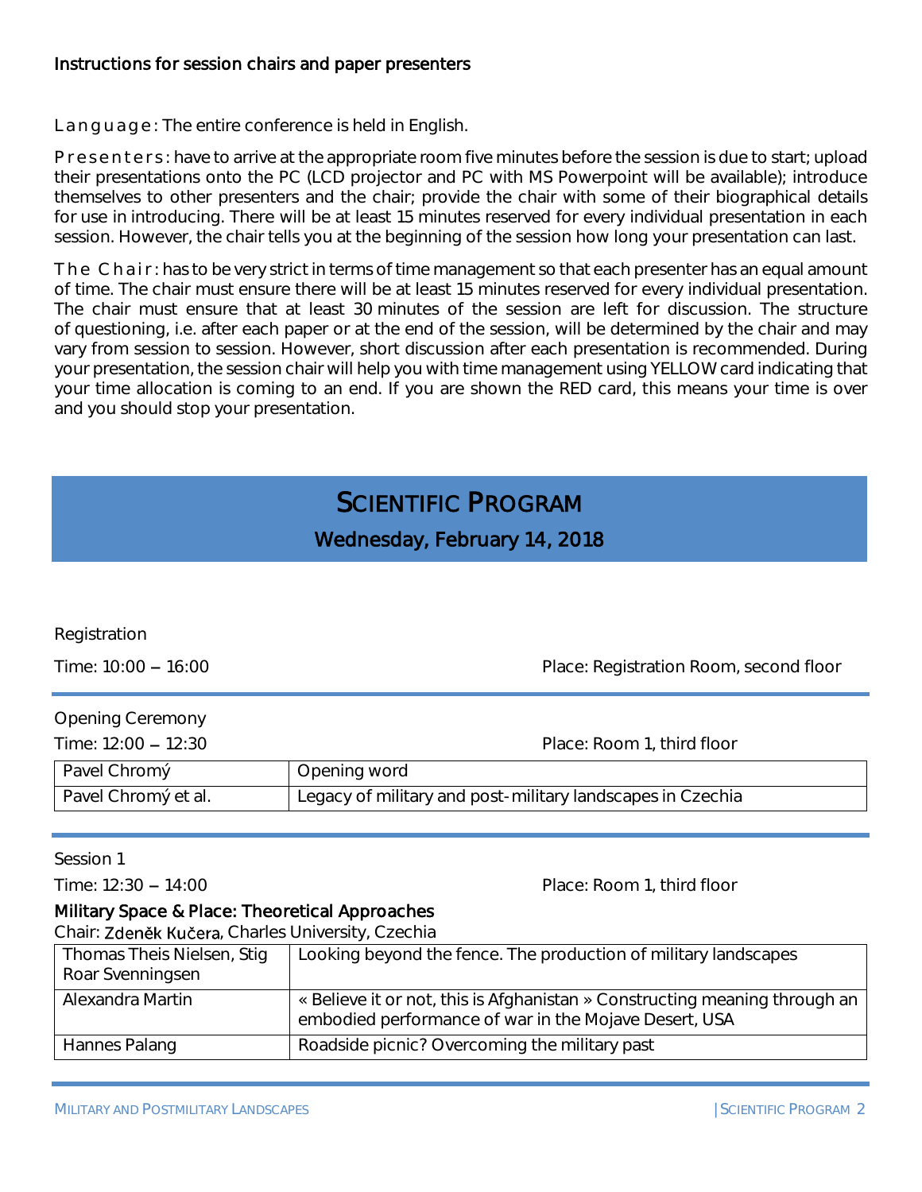### Instructions for session chairs and paper presenters

Language: The entire conference is held in English.

Presenters: have to arrive at the appropriate room five minutes before the session is due to start; upload their presentations onto the PC (LCD projector and PC with MS Powerpoint will be available); introduce themselves to other presenters and the chair; provide the chair with some of their biographical details for use in introducing. There will be at least 15 minutes reserved for every individual presentation in each session. However, the chair tells you at the beginning of the session how long your presentation can last.

The Chair: has to be very strict in terms of time management so that each presenter has an equal amount of time. The chair must ensure there will be at least 15 minutes reserved for every individual presentation. The chair must ensure that at least 30 minutes of the session are left for discussion. The structure of questioning, i.e. after each paper or at the end of the session, will be determined by the chair and may vary from session to session. However, short discussion after each presentation is recommended. During your presentation, the session chair will help you with time management using YELLOW card indicating that your time allocation is coming to an end. If you are shown the RED card, this means your time is over and you should stop your presentation.

# SCIENTIFIC PROGRAM

## Wednesday, February 14, 2018

Registration

Time: 10:00 – 16:00 Place: Registration Room, second floor

---

Opening Ceremony

Time: 12:00 – 12:30 Place: Room 1, third floor

| | |
|---|---|
| Pavel Chromý | Opening word |
| Pavel Chromý et al. | Legacy of military and post-military landscapes in Czechia |

---

Session 1

Time: 12:30 – 14:00 Place: Room 1, third floor

**Military Space & Place: Theoretical Approaches**

Chair: Zdeněk Kučera, Charles University, Czechia

| | |
|---|---|
| Thomas Theis Nielsen, Stig Roar Svenningsen | Looking beyond the fence. The production of military landscapes |
| Alexandra Martin | « Believe it or not, this is Afghanistan » Constructing meaning through an embodied performance of war in the Mojave Desert, USA |
| Hannes Palang | Roadside picnic? Overcoming the military past |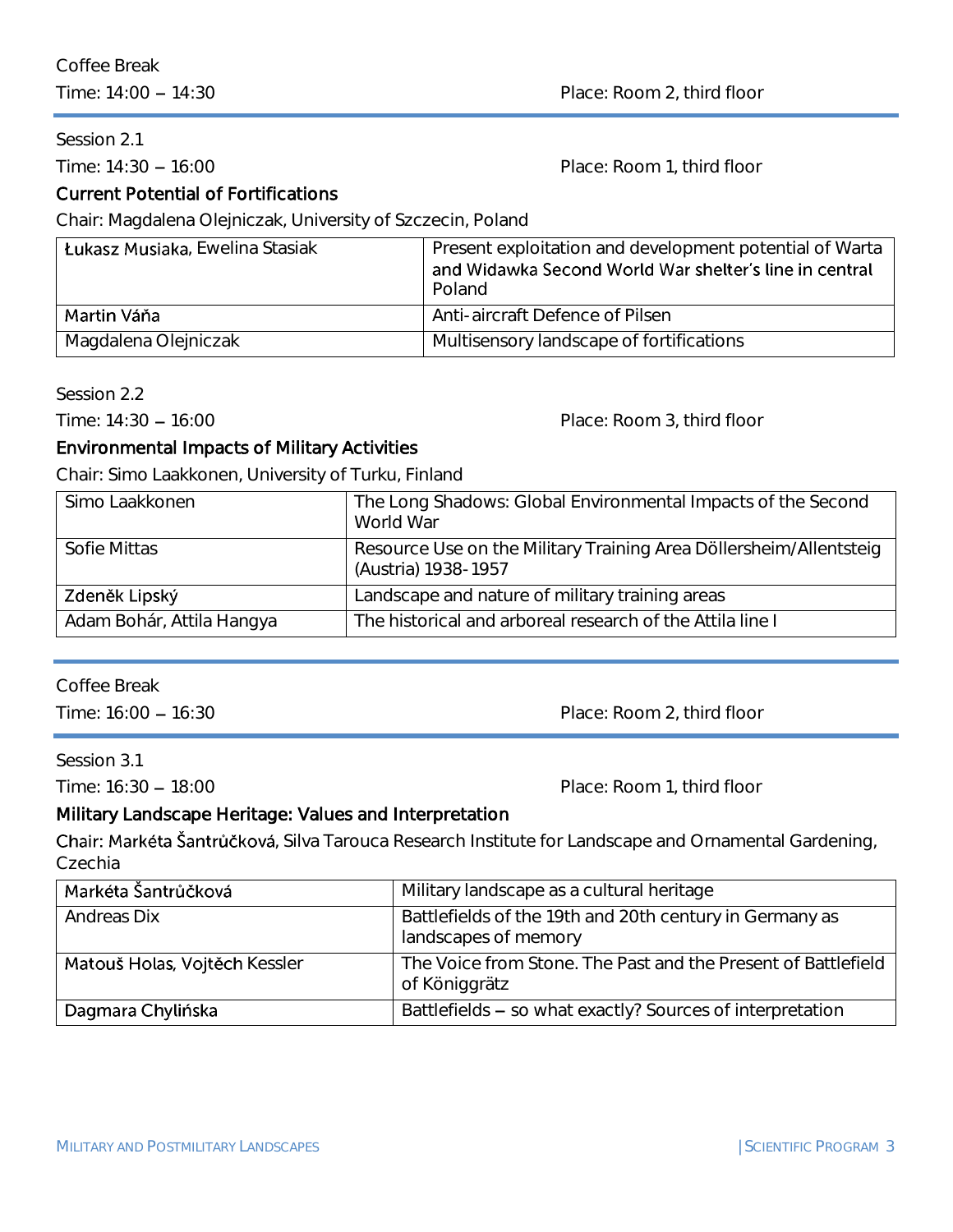Coffee Break

Time: 14:00 – 14:30 Place: Room 2, third floor

---

Session 2.1

Time: 14:30 – 16:00 Place: Room 1, third floor

**Current Potential of Fortifications**

Chair: Magdalena Olejniczak, University of Szczecin, Poland

| | |
|---|---|
| Łukasz Musiaka, Ewelina Stasiak | Present exploitation and development potential of Warta and Widawka Second World War shelter's line in central Poland |
| Martin Váňa | Anti-aircraft Defence of Pilsen |
| Magdalena Olejniczak | Multisensory landscape of fortifications |

Session 2.2

Time: 14:30 – 16:00 Place: Room 3, third floor

**Environmental Impacts of Military Activities**

Chair: Simo Laakkonen, University of Turku, Finland

| | |
|---|---|
| Simo Laakkonen | The Long Shadows: Global Environmental Impacts of the Second World War |
| Sofie Mittas | Resource Use on the Military Training Area Döllersheim/Allentsteig (Austria) 1938-1957 |
| Zdeněk Lipský | Landscape and nature of military training areas |
| Adam Bohár, Attila Hangya | The historical and arboreal research of the Attila line I |

---

Coffee Break

Time: 16:00 – 16:30 Place: Room 2, third floor

---

Session 3.1

Time: 16:30 – 18:00 Place: Room 1, third floor

**Military Landscape Heritage: Values and Interpretation**

Chair: Markéta Šantrůčková, Silva Tarouca Research Institute for Landscape and Ornamental Gardening, Czechia

| | |
|---|---|
| Markéta Šantrůčková | Military landscape as a cultural heritage |
| Andreas Dix | Battlefields of the 19th and 20th century in Germany as landscapes of memory |
| Matouš Holas, Vojtěch Kessler | The Voice from Stone. The Past and the Present of Battlefield of Königgrätz |
| Dagmara Chylińska | Battlefields – so what exactly? Sources of interpretation |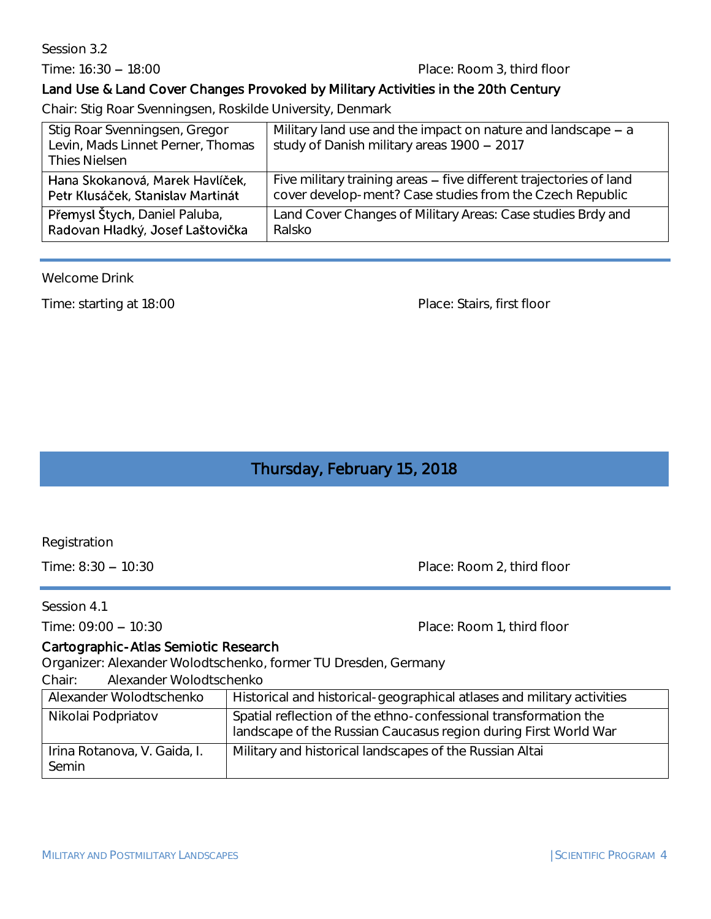Session 3.2

Time: 16:30 – 18:00 Place: Room 3, third floor

**Land Use & Land Cover Changes Provoked by Military Activities in the 20th Century**

Chair: Stig Roar Svenningsen, Roskilde University, Denmark

| | |
|---|---|
| Stig Roar Svenningsen, Gregor Levin, Mads Linnet Perner, Thomas Thies Nielsen | Military land use and the impact on nature and landscape – a study of Danish military areas 1900 – 2017 |
| Hana Skokanová, Marek Havlíček, Petr Klusáček, Stanislav Martinát | Five military training areas – five different trajectories of land cover develop-ment? Case studies from the Czech Republic |
| Přemysl Štych, Daniel Paluba, Radovan Hladký, Josef Laštovička | Land Cover Changes of Military Areas: Case studies Brdy and Ralsko |

Welcome Drink

Time: starting at 18:00 Place: Stairs, first floor

## Thursday, February 15, 2018

Registration

Time: 8:30 – 10:30 Place: Room 2, third floor

Session 4.1

Time: 09:00 – 10:30 Place: Room 1, third floor

**Cartographic-Atlas Semiotic Research**

Organizer: Alexander Wolodtschenko, former TU Dresden, Germany

Chair: Alexander Wolodtschenko

| | |
|---|---|
| Alexander Wolodtschenko | Historical and historical-geographical atlases and military activities |
| Nikolai Podpriatov | Spatial reflection of the ethno-confessional transformation the landscape of the Russian Caucasus region during First World War |
| Irina Rotanova, V. Gaida, I. Semin | Military and historical landscapes of the Russian Altai |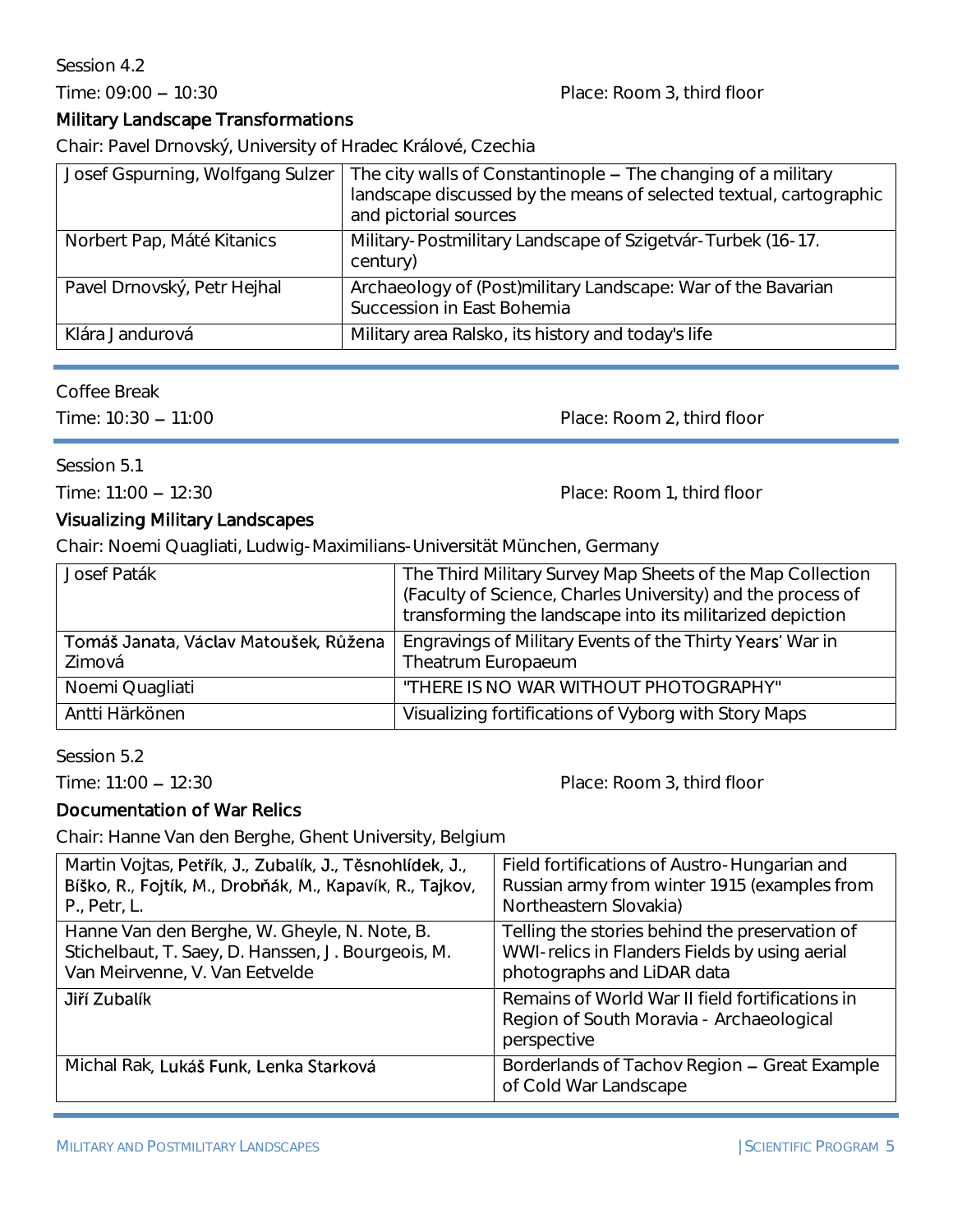Session 4.2

Time: 09:00 – 10:30 Place: Room 3, third floor

**Military Landscape Transformations**

Chair: Pavel Drnovský, University of Hradec Králové, Czechia

| | |
|---|---|
| Josef Gspurning, Wolfgang Sulzer | The city walls of Constantinople – The changing of a military landscape discussed by the means of selected textual, cartographic and pictorial sources |
| Norbert Pap, Máté Kitanics | Military-Postmilitary Landscape of Szigetvár-Turbek (16-17. century) |
| Pavel Drnovský, Petr Hejhal | Archaeology of (Post)military Landscape: War of the Bavarian Succession in East Bohemia |
| Klára Jandurová | Military area Ralsko, its history and today's life |

---

Coffee Break

Time: 10:30 – 11:00 Place: Room 2, third floor

---

Session 5.1

Time: 11:00 – 12:30 Place: Room 1, third floor

**Visualizing Military Landscapes**

Chair: Noemi Quagliati, Ludwig-Maximilians-Universität München, Germany

| | |
|---|---|
| Josef Paták | The Third Military Survey Map Sheets of the Map Collection (Faculty of Science, Charles University) and the process of transforming the landscape into its militarized depiction |
| Tomáš Janata, Václav Matoušek, Růžena Zimová | Engravings of Military Events of the Thirty Years' War in Theatrum Europaeum |
| Noemi Quagliati | "THERE IS NO WAR WITHOUT PHOTOGRAPHY" |
| Antti Härkönen | Visualizing fortifications of Vyborg with Story Maps |

Session 5.2

Time: 11:00 – 12:30 Place: Room 3, third floor

**Documentation of War Relics**

Chair: Hanne Van den Berghe, Ghent University, Belgium

| | |
|---|---|
| Martin Vojtas, Petřík, J., Zubalík, J., Těsnohlídek, J., Bíško, R., Fojtík, M., Drobňák, M., Kapavík, R., Tajkov, P., Petr, L. | Field fortifications of Austro-Hungarian and Russian army from winter 1915 (examples from Northeastern Slovakia) |
| Hanne Van den Berghe, W. Gheyle, N. Note, B. Stichelbaut, T. Saey, D. Hanssen, J. Bourgeois, M. Van Meirvenne, V. Van Eetvelde | Telling the stories behind the preservation of WWI-relics in Flanders Fields by using aerial photographs and LiDAR data |
| Jiří Zubalík | Remains of World War II field fortifications in Region of South Moravia - Archaeological perspective |
| Michal Rak, Lukáš Funk, Lenka Starková | Borderlands of Tachov Region – Great Example of Cold War Landscape |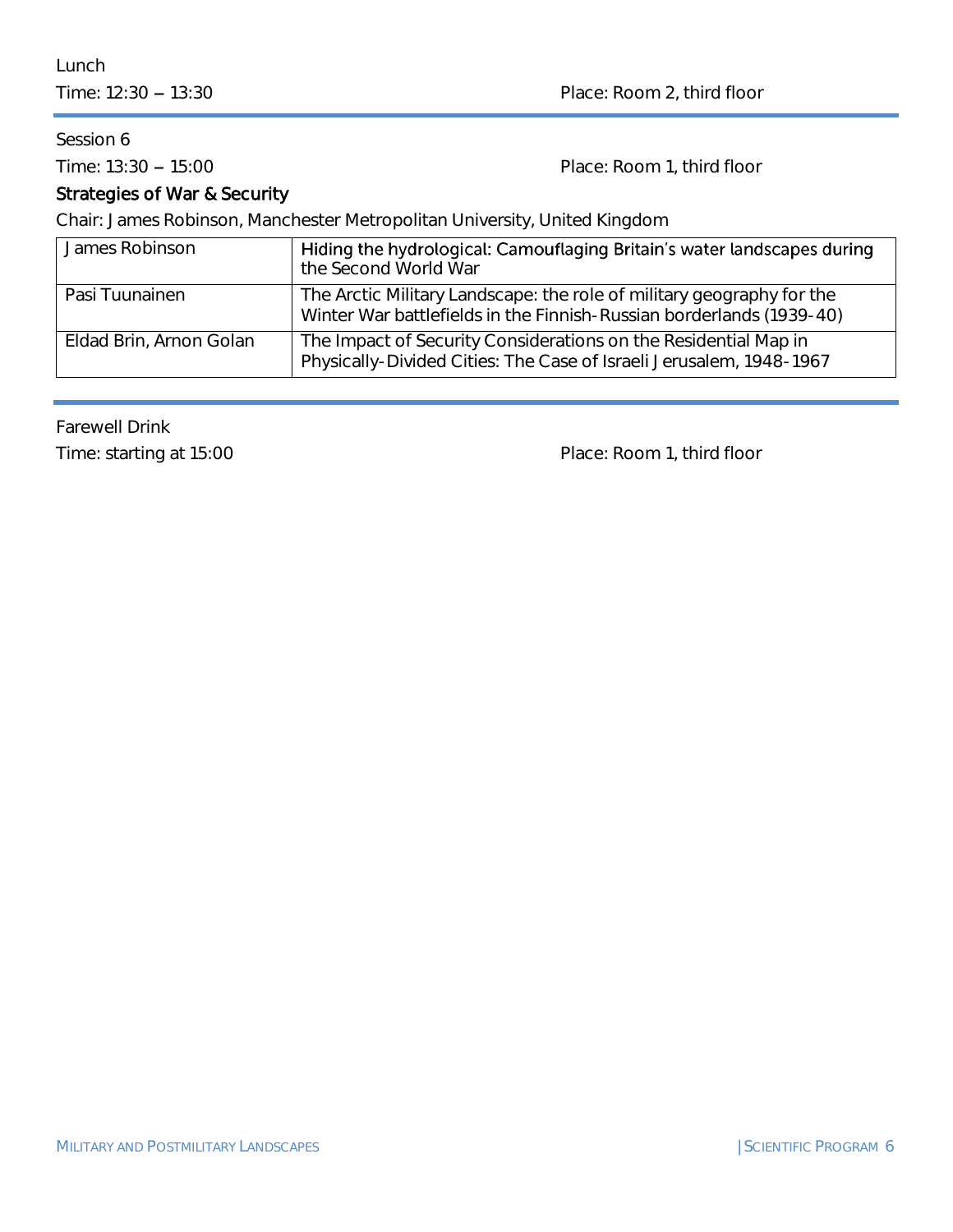Lunch

Time: 12:30 – 13:30 Place: Room 2, third floor

---

Session 6

Time: 13:30 – 15:00 Place: Room 1, third floor

**Strategies of War & Security**

Chair: James Robinson, Manchester Metropolitan University, United Kingdom

| | |
|---|---|
| James Robinson | Hiding the hydrological: Camouflaging Britain's water landscapes during the Second World War |
| Pasi Tuunainen | The Arctic Military Landscape: the role of military geography for the Winter War battlefields in the Finnish-Russian borderlands (1939-40) |
| Eldad Brin, Arnon Golan | The Impact of Security Considerations on the Residential Map in Physically-Divided Cities: The Case of Israeli Jerusalem, 1948-1967 |

---

Farewell Drink

Time: starting at 15:00 Place: Room 1, third floor